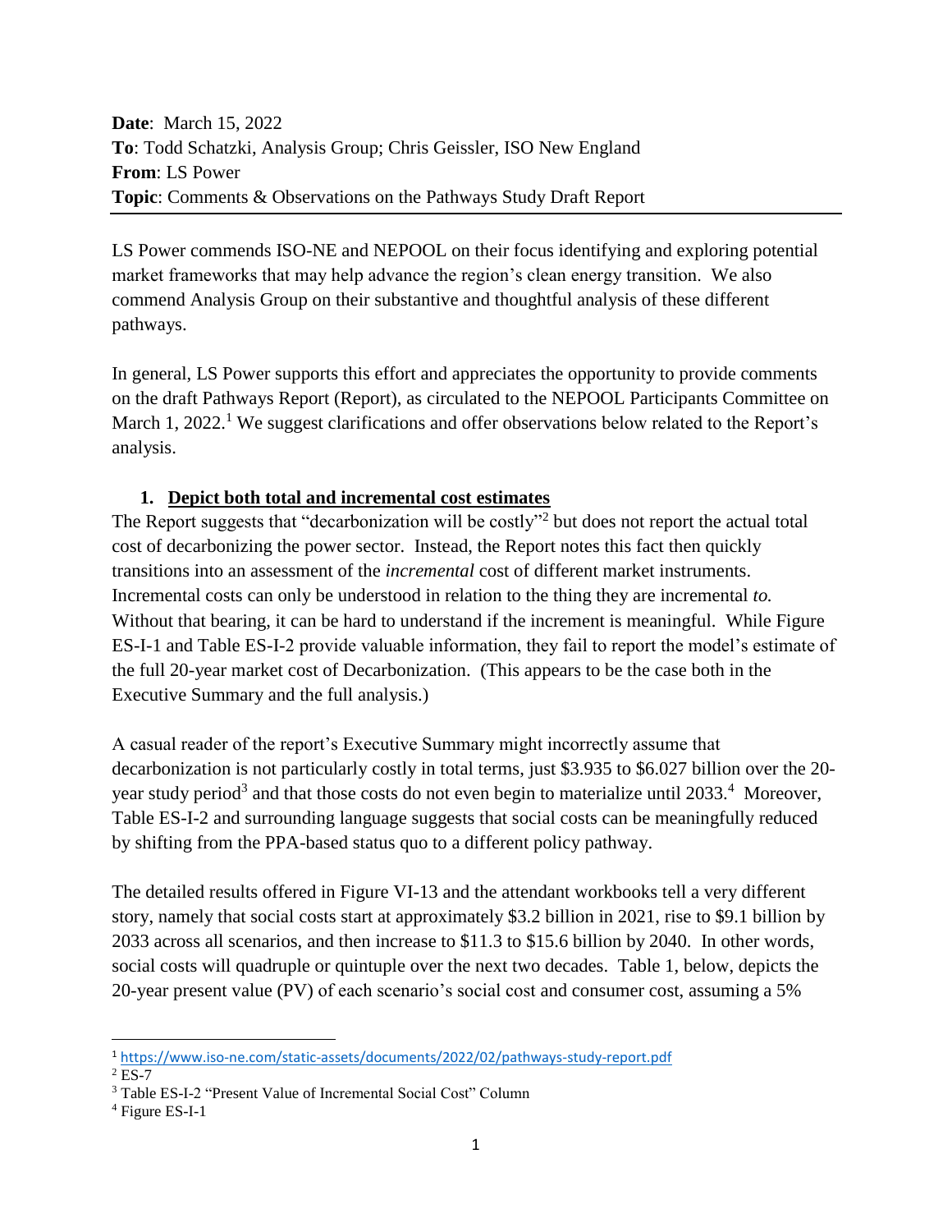**Date**: March 15, 2022
**To**: Todd Schatzki, Analysis Group; Chris Geissler, ISO New England
**From**: LS Power
**Topic**: Comments & Observations on the Pathways Study Draft Report

---

LS Power commends ISO-NE and NEPOOL on their focus identifying and exploring potential market frameworks that may help advance the region's clean energy transition. We also commend Analysis Group on their substantive and thoughtful analysis of these different pathways.

In general, LS Power supports this effort and appreciates the opportunity to provide comments on the draft Pathways Report (Report), as circulated to the NEPOOL Participants Committee on March 1, 2022.[1] We suggest clarifications and offer observations below related to the Report's analysis.

1. **Depict both total and incremental cost estimates**

The Report suggests that "decarbonization will be costly"[2] but does not report the actual total cost of decarbonizing the power sector. Instead, the Report notes this fact then quickly transitions into an assessment of the *incremental* cost of different market instruments. Incremental costs can only be understood in relation to the thing they are incremental *to.* Without that bearing, it can be hard to understand if the increment is meaningful. While Figure ES-I-1 and Table ES-I-2 provide valuable information, they fail to report the model's estimate of the full 20-year market cost of Decarbonization. (This appears to be the case both in the Executive Summary and the full analysis.)

A casual reader of the report's Executive Summary might incorrectly assume that decarbonization is not particularly costly in total terms, just \$3.935 to \$6.027 billion over the 20-year study period[3] and that those costs do not even begin to materialize until 2033.[4] Moreover, Table ES-I-2 and surrounding language suggests that social costs can be meaningfully reduced by shifting from the PPA-based status quo to a different policy pathway.

The detailed results offered in Figure VI-13 and the attendant workbooks tell a very different story, namely that social costs start at approximately \$3.2 billion in 2021, rise to \$9.1 billion by 2033 across all scenarios, and then increase to \$11.3 to \$15.6 billion by 2040. In other words, social costs will quadruple or quintuple over the next two decades. Table 1, below, depicts the 20-year present value (PV) of each scenario's social cost and consumer cost, assuming a 5%

---

[1] https://www.iso-ne.com/static-assets/documents/2022/02/pathways-study-report.pdf

[2] ES-7

[3] Table ES-I-2 "Present Value of Incremental Social Cost" Column

[4] Figure ES-I-1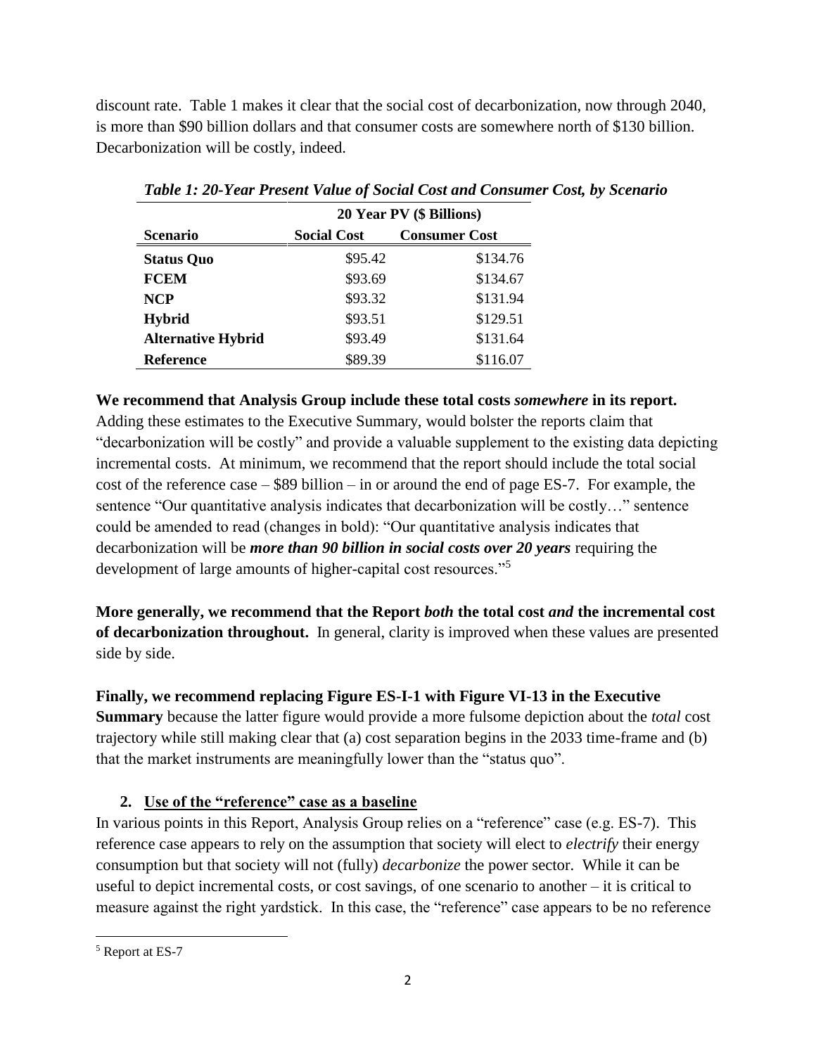discount rate. Table 1 makes it clear that the social cost of decarbonization, now through 2040, is more than $90 billion dollars and that consumer costs are somewhere north of $130 billion. Decarbonization will be costly, indeed.

***Table 1: 20-Year Present Value of Social Cost and Consumer Cost, by Scenario***

| | 20 Year PV ($ Billions) | |
|---|---|---|
| **Scenario** | **Social Cost** | **Consumer Cost** |
| **Status Quo** | $95.42 | $134.76 |
| **FCEM** | $93.69 | $134.67 |
| **NCP** | $93.32 | $131.94 |
| **Hybrid** | $93.51 | $129.51 |
| **Alternative Hybrid** | $93.49 | $131.64 |
| **Reference** | $89.39 | $116.07 |

**We recommend that Analysis Group include these total costs *somewhere* in its report.** Adding these estimates to the Executive Summary, would bolster the reports claim that "decarbonization will be costly" and provide a valuable supplement to the existing data depicting incremental costs. At minimum, we recommend that the report should include the total social cost of the reference case – $89 billion – in or around the end of page ES-7. For example, the sentence "Our quantitative analysis indicates that decarbonization will be costly…" sentence could be amended to read (changes in bold): "Our quantitative analysis indicates that decarbonization will be ***more than 90 billion in social costs over 20 years*** requiring the development of large amounts of higher-capital cost resources."[5]

**More generally, we recommend that the Report *both* the total cost *and* the incremental cost of decarbonization throughout.** In general, clarity is improved when these values are presented side by side.

**Finally, we recommend replacing Figure ES-I-1 with Figure VI-13 in the Executive Summary** because the latter figure would provide a more fulsome depiction about the *total* cost trajectory while still making clear that (a) cost separation begins in the 2033 time-frame and (b) that the market instruments are meaningfully lower than the "status quo".

## 2. Use of the "reference" case as a baseline

In various points in this Report, Analysis Group relies on a "reference" case (e.g. ES-7). This reference case appears to rely on the assumption that society will elect to *electrify* their energy consumption but that society will not (fully) *decarbonize* the power sector. While it can be useful to depict incremental costs, or cost savings, of one scenario to another – it is critical to measure against the right yardstick. In this case, the "reference" case appears to be no reference

[5] Report at ES-7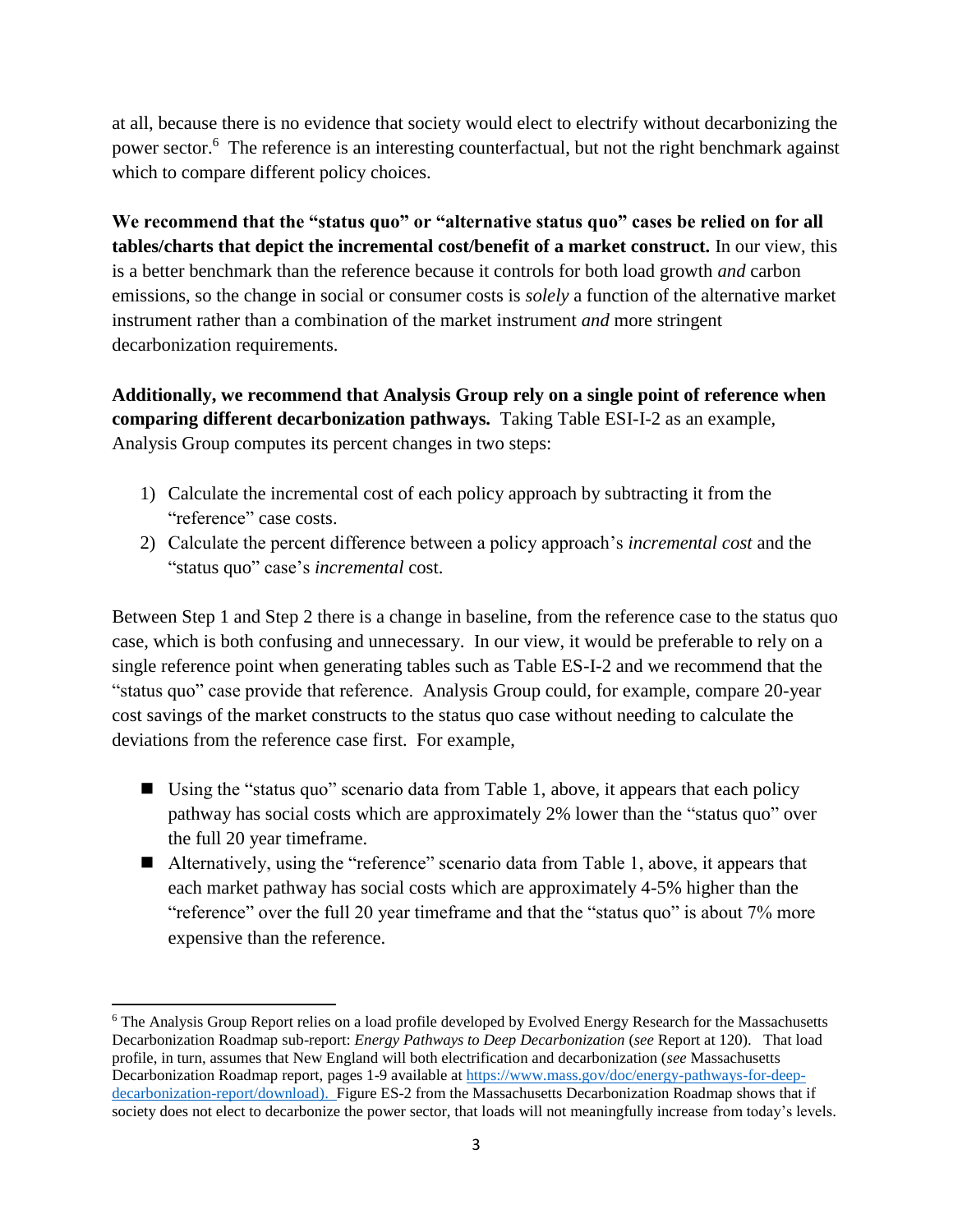at all, because there is no evidence that society would elect to electrify without decarbonizing the power sector.[6] The reference is an interesting counterfactual, but not the right benchmark against which to compare different policy choices.

**We recommend that the "status quo" or "alternative status quo" cases be relied on for all tables/charts that depict the incremental cost/benefit of a market construct.** In our view, this is a better benchmark than the reference because it controls for both load growth *and* carbon emissions, so the change in social or consumer costs is *solely* a function of the alternative market instrument rather than a combination of the market instrument *and* more stringent decarbonization requirements.

**Additionally, we recommend that Analysis Group rely on a single point of reference when comparing different decarbonization pathways.** Taking Table ESI-I-2 as an example, Analysis Group computes its percent changes in two steps:

1) Calculate the incremental cost of each policy approach by subtracting it from the "reference" case costs.
2) Calculate the percent difference between a policy approach's *incremental cost* and the "status quo" case's *incremental* cost.

Between Step 1 and Step 2 there is a change in baseline, from the reference case to the status quo case, which is both confusing and unnecessary. In our view, it would be preferable to rely on a single reference point when generating tables such as Table ES-I-2 and we recommend that the "status quo" case provide that reference. Analysis Group could, for example, compare 20-year cost savings of the market constructs to the status quo case without needing to calculate the deviations from the reference case first. For example,

- Using the "status quo" scenario data from Table 1, above, it appears that each policy pathway has social costs which are approximately 2% lower than the "status quo" over the full 20 year timeframe.
- Alternatively, using the "reference" scenario data from Table 1, above, it appears that each market pathway has social costs which are approximately 4-5% higher than the "reference" over the full 20 year timeframe and that the "status quo" is about 7% more expensive than the reference.

[6] The Analysis Group Report relies on a load profile developed by Evolved Energy Research for the Massachusetts Decarbonization Roadmap sub-report: *Energy Pathways to Deep Decarbonization* (*see* Report at 120). That load profile, in turn, assumes that New England will both electrification and decarbonization (*see* Massachusetts Decarbonization Roadmap report, pages 1-9 available at https://www.mass.gov/doc/energy-pathways-for-deep-decarbonization-report/download). Figure ES-2 from the Massachusetts Decarbonization Roadmap shows that if society does not elect to decarbonize the power sector, that loads will not meaningfully increase from today's levels.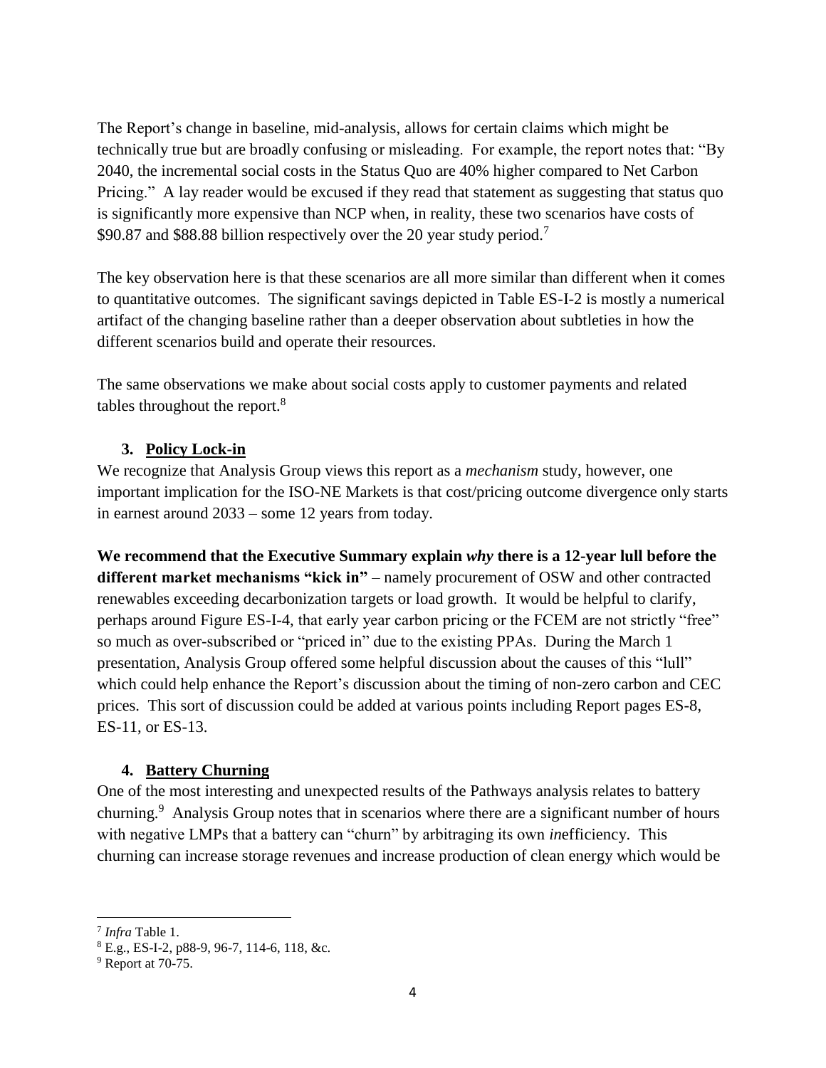The Report's change in baseline, mid-analysis, allows for certain claims which might be technically true but are broadly confusing or misleading. For example, the report notes that: "By 2040, the incremental social costs in the Status Quo are 40% higher compared to Net Carbon Pricing." A lay reader would be excused if they read that statement as suggesting that status quo is significantly more expensive than NCP when, in reality, these two scenarios have costs of $90.87 and $88.88 billion respectively over the 20 year study period.[7]

The key observation here is that these scenarios are all more similar than different when it comes to quantitative outcomes. The significant savings depicted in Table ES-I-2 is mostly a numerical artifact of the changing baseline rather than a deeper observation about subtleties in how the different scenarios build and operate their resources.

The same observations we make about social costs apply to customer payments and related tables throughout the report.[8]

### 3. <u>Policy Lock-in</u>

We recognize that Analysis Group views this report as a *mechanism* study, however, one important implication for the ISO-NE Markets is that cost/pricing outcome divergence only starts in earnest around 2033 – some 12 years from today.

**We recommend that the Executive Summary explain *why* there is a 12-year lull before the different market mechanisms "kick in"** – namely procurement of OSW and other contracted renewables exceeding decarbonization targets or load growth. It would be helpful to clarify, perhaps around Figure ES-I-4, that early year carbon pricing or the FCEM are not strictly "free" so much as over-subscribed or "priced in" due to the existing PPAs. During the March 1 presentation, Analysis Group offered some helpful discussion about the causes of this "lull" which could help enhance the Report's discussion about the timing of non-zero carbon and CEC prices. This sort of discussion could be added at various points including Report pages ES-8, ES-11, or ES-13.

### 4. <u>Battery Churning</u>

One of the most interesting and unexpected results of the Pathways analysis relates to battery churning.[9] Analysis Group notes that in scenarios where there are a significant number of hours with negative LMPs that a battery can "churn" by arbitraging its own *in*efficiency. This churning can increase storage revenues and increase production of clean energy which would be

---

[7] *Infra* Table 1.

[8] E.g., ES-I-2, p88-9, 96-7, 114-6, 118, &c.

[9] Report at 70-75.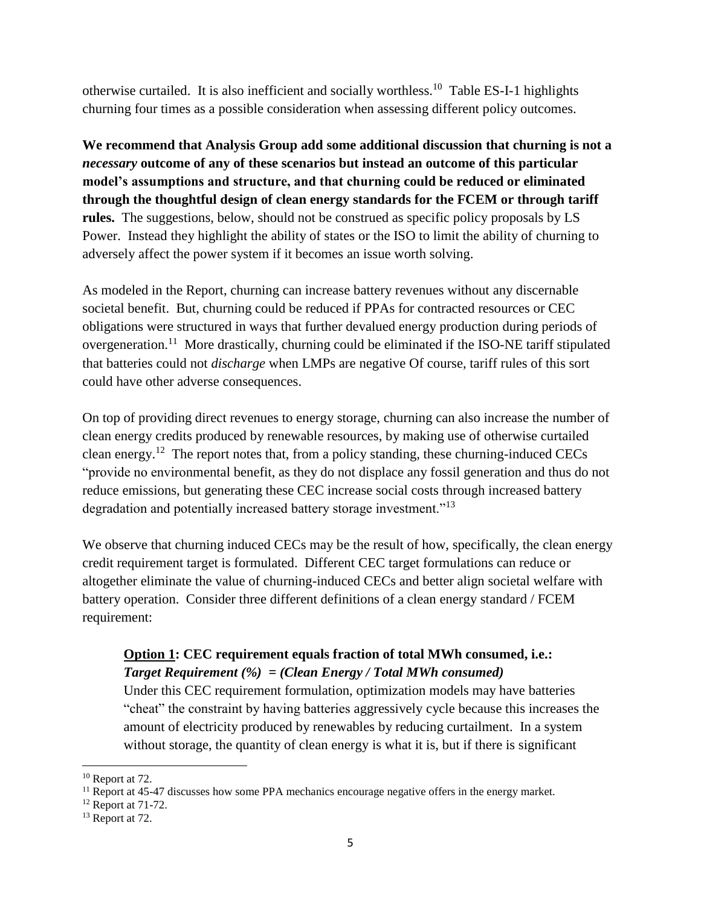otherwise curtailed. It is also inefficient and socially worthless.[10] Table ES-I-1 highlights churning four times as a possible consideration when assessing different policy outcomes.

**We recommend that Analysis Group add some additional discussion that churning is not a *necessary* outcome of any of these scenarios but instead an outcome of this particular model's assumptions and structure, and that churning could be reduced or eliminated through the thoughtful design of clean energy standards for the FCEM or through tariff rules.** The suggestions, below, should not be construed as specific policy proposals by LS Power. Instead they highlight the ability of states or the ISO to limit the ability of churning to adversely affect the power system if it becomes an issue worth solving.

As modeled in the Report, churning can increase battery revenues without any discernable societal benefit. But, churning could be reduced if PPAs for contracted resources or CEC obligations were structured in ways that further devalued energy production during periods of overgeneration.[11] More drastically, churning could be eliminated if the ISO-NE tariff stipulated that batteries could not *discharge* when LMPs are negative Of course, tariff rules of this sort could have other adverse consequences.

On top of providing direct revenues to energy storage, churning can also increase the number of clean energy credits produced by renewable resources, by making use of otherwise curtailed clean energy.[12] The report notes that, from a policy standing, these churning-induced CECs "provide no environmental benefit, as they do not displace any fossil generation and thus do not reduce emissions, but generating these CEC increase social costs through increased battery degradation and potentially increased battery storage investment."[13]

We observe that churning induced CECs may be the result of how, specifically, the clean energy credit requirement target is formulated. Different CEC target formulations can reduce or altogether eliminate the value of churning-induced CECs and better align societal welfare with battery operation. Consider three different definitions of a clean energy standard / FCEM requirement:

**Option 1: CEC requirement equals fraction of total MWh consumed, i.e.:**
***Target Requirement (%) = (Clean Energy / Total MWh consumed)***

Under this CEC requirement formulation, optimization models may have batteries "cheat" the constraint by having batteries aggressively cycle because this increases the amount of electricity produced by renewables by reducing curtailment. In a system without storage, the quantity of clean energy is what it is, but if there is significant

---

[10] Report at 72.

[11] Report at 45-47 discusses how some PPA mechanics encourage negative offers in the energy market.

[12] Report at 71-72.

[13] Report at 72.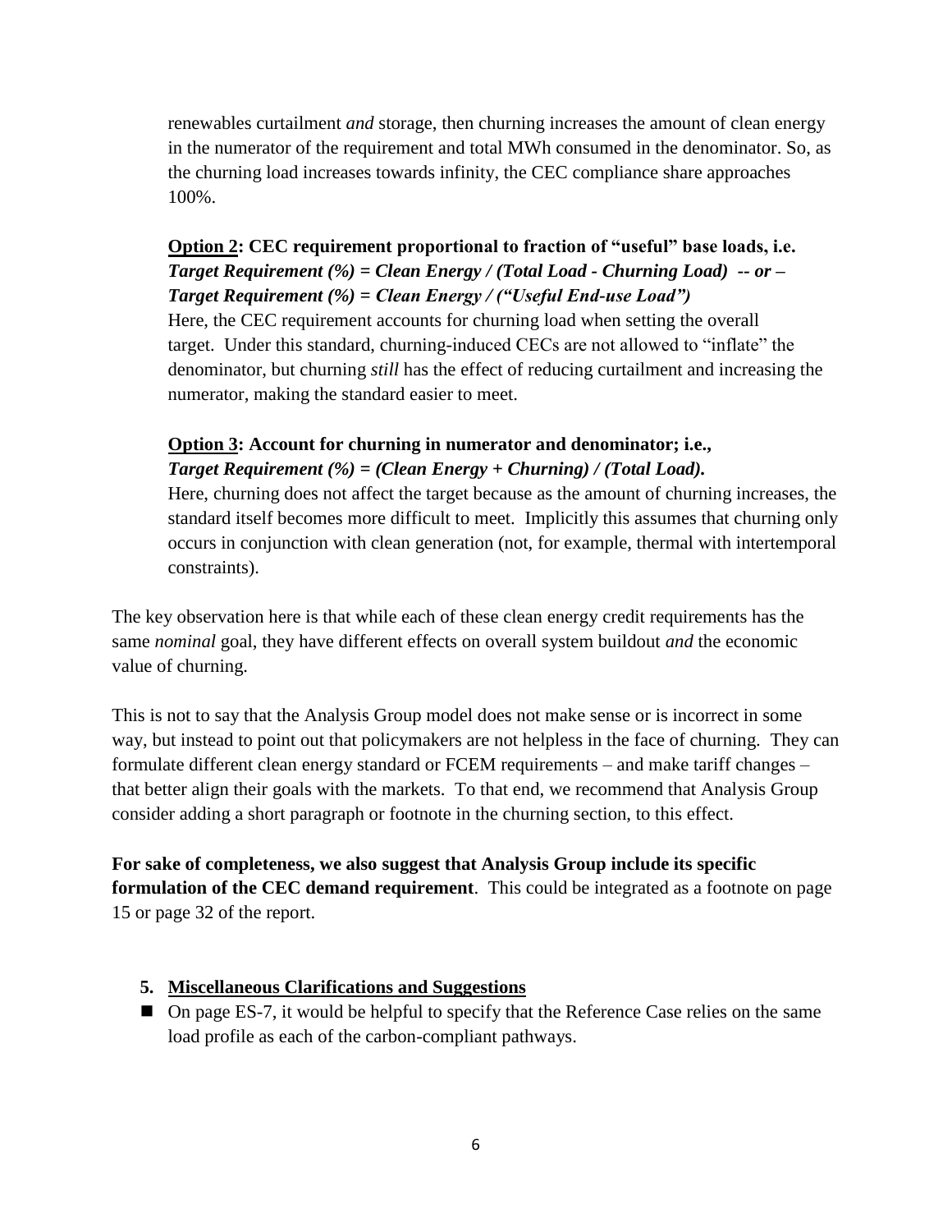renewables curtailment *and* storage, then churning increases the amount of clean energy in the numerator of the requirement and total MWh consumed in the denominator. So, as the churning load increases towards infinity, the CEC compliance share approaches 100%.

**<u>Option 2</u>: CEC requirement proportional to fraction of "useful" base loads, i.e.** ***Target Requirement (%) = Clean Energy / (Total Load - Churning Load) -- or – Target Requirement (%) = Clean Energy / ("Useful End-use Load")***

Here, the CEC requirement accounts for churning load when setting the overall target. Under this standard, churning-induced CECs are not allowed to "inflate" the denominator, but churning *still* has the effect of reducing curtailment and increasing the numerator, making the standard easier to meet.

**<u>Option 3</u>: Account for churning in numerator and denominator; i.e.,** ***Target Requirement (%) = (Clean Energy + Churning) / (Total Load).***

Here, churning does not affect the target because as the amount of churning increases, the standard itself becomes more difficult to meet. Implicitly this assumes that churning only occurs in conjunction with clean generation (not, for example, thermal with intertemporal constraints).

The key observation here is that while each of these clean energy credit requirements has the same *nominal* goal, they have different effects on overall system buildout *and* the economic value of churning.

This is not to say that the Analysis Group model does not make sense or is incorrect in some way, but instead to point out that policymakers are not helpless in the face of churning. They can formulate different clean energy standard or FCEM requirements – and make tariff changes – that better align their goals with the markets. To that end, we recommend that Analysis Group consider adding a short paragraph or footnote in the churning section, to this effect.

**For sake of completeness, we also suggest that Analysis Group include its specific formulation of the CEC demand requirement**. This could be integrated as a footnote on page 15 or page 32 of the report.

## 5. <u>Miscellaneous Clarifications and Suggestions</u>

- On page ES-7, it would be helpful to specify that the Reference Case relies on the same load profile as each of the carbon-compliant pathways.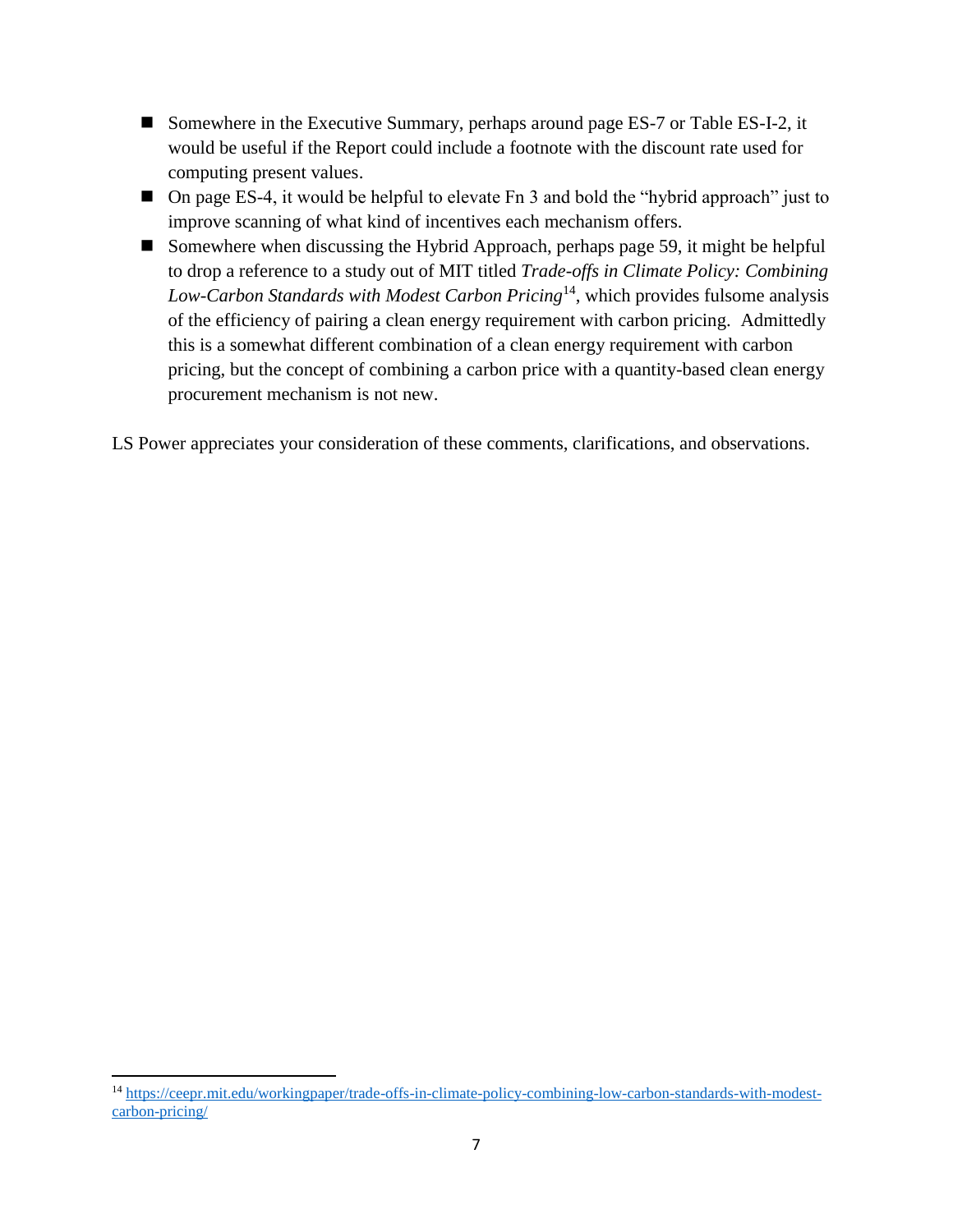- Somewhere in the Executive Summary, perhaps around page ES-7 or Table ES-I-2, it would be useful if the Report could include a footnote with the discount rate used for computing present values.
- On page ES-4, it would be helpful to elevate Fn 3 and bold the "hybrid approach" just to improve scanning of what kind of incentives each mechanism offers.
- Somewhere when discussing the Hybrid Approach, perhaps page 59, it might be helpful to drop a reference to a study out of MIT titled *Trade-offs in Climate Policy: Combining Low-Carbon Standards with Modest Carbon Pricing*[14], which provides fulsome analysis of the efficiency of pairing a clean energy requirement with carbon pricing. Admittedly this is a somewhat different combination of a clean energy requirement with carbon pricing, but the concept of combining a carbon price with a quantity-based clean energy procurement mechanism is not new.

LS Power appreciates your consideration of these comments, clarifications, and observations.

---

[14] https://ceepr.mit.edu/workingpaper/trade-offs-in-climate-policy-combining-low-carbon-standards-with-modest-carbon-pricing/